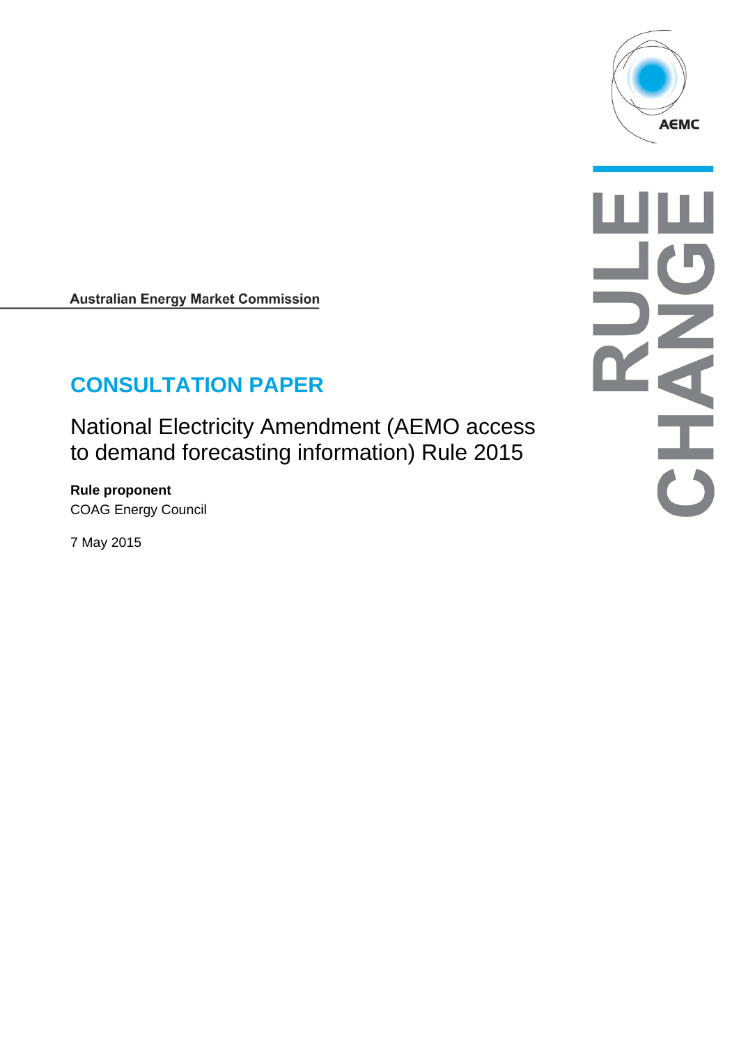AEMC

RULE CHANGE

Australian Energy Market Commission

# CONSULTATION PAPER

## National Electricity Amendment (AEMO access to demand forecasting information) Rule 2015

**Rule proponent**

COAG Energy Council

7 May 2015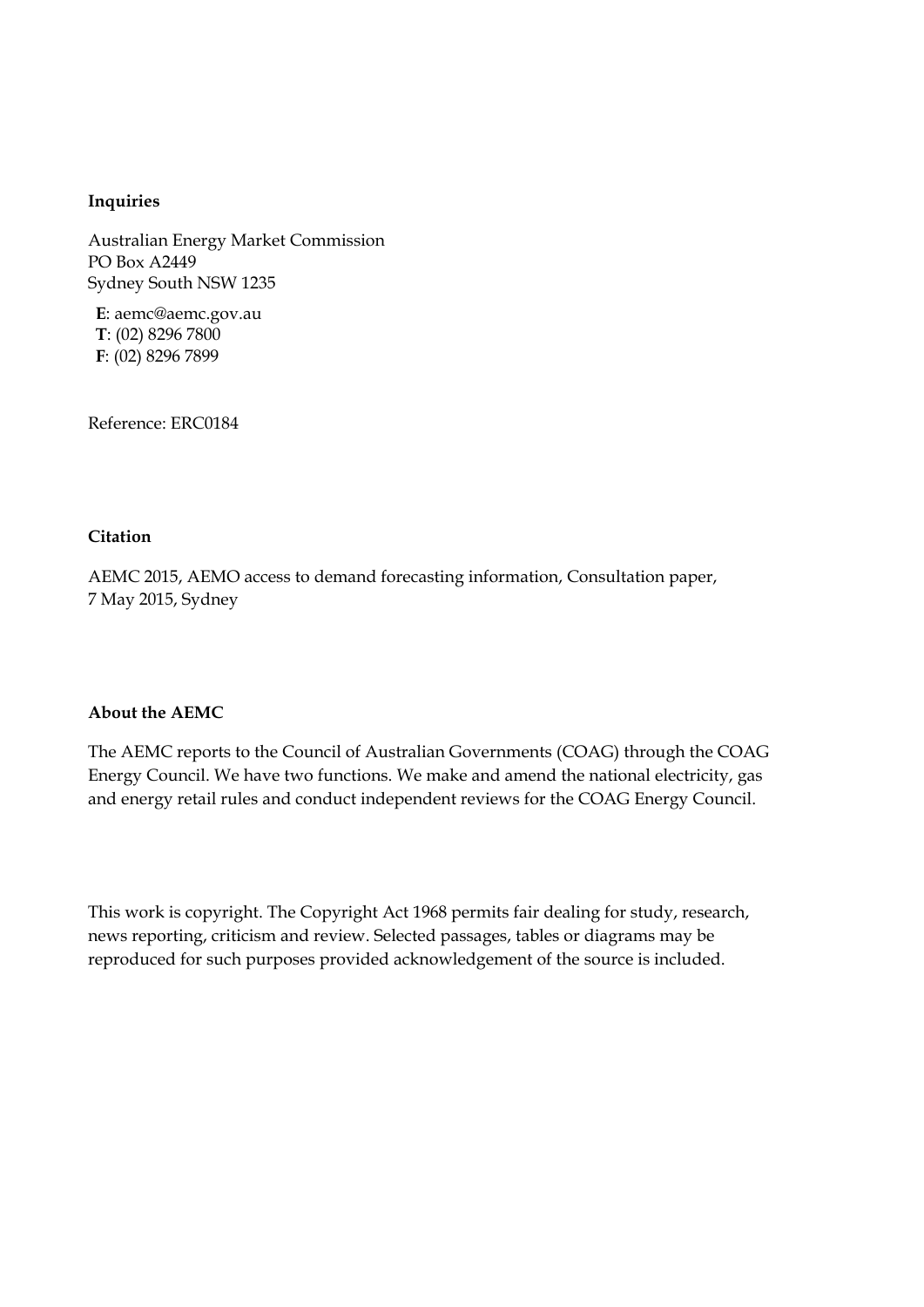**Inquiries**

Australian Energy Market Commission
PO Box A2449
Sydney South NSW 1235

**E**: aemc@aemc.gov.au
**T**: (02) 8296 7800
**F**: (02) 8296 7899

Reference: ERC0184

**Citation**

AEMC 2015, AEMO access to demand forecasting information, Consultation paper, 7 May 2015, Sydney

**About the AEMC**

The AEMC reports to the Council of Australian Governments (COAG) through the COAG Energy Council. We have two functions. We make and amend the national electricity, gas and energy retail rules and conduct independent reviews for the COAG Energy Council.

This work is copyright. The Copyright Act 1968 permits fair dealing for study, research, news reporting, criticism and review. Selected passages, tables or diagrams may be reproduced for such purposes provided acknowledgement of the source is included.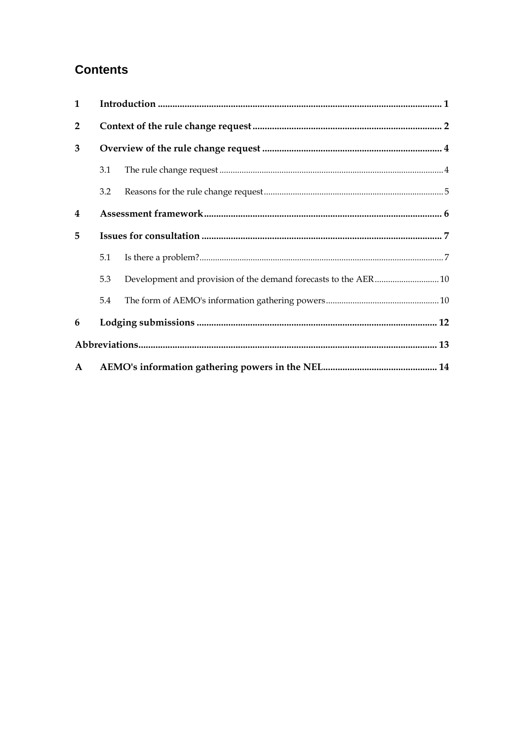# Contents

| | | |
|---|---|---|
| **1** | **Introduction** | **1** |
| **2** | **Context of the rule change request** | **2** |
| **3** | **Overview of the rule change request** | **4** |
| 3.1 | The rule change request | 4 |
| 3.2 | Reasons for the rule change request | 5 |
| **4** | **Assessment framework** | **6** |
| **5** | **Issues for consultation** | **7** |
| 5.1 | Is there a problem? | 7 |
| 5.3 | Development and provision of the demand forecasts to the AER | 10 |
| 5.4 | The form of AEMO's information gathering powers | 10 |
| **6** | **Lodging submissions** | **12** |
| **Abbreviations** | | **13** |
| **A** | **AEMO's information gathering powers in the NEL** | **14** |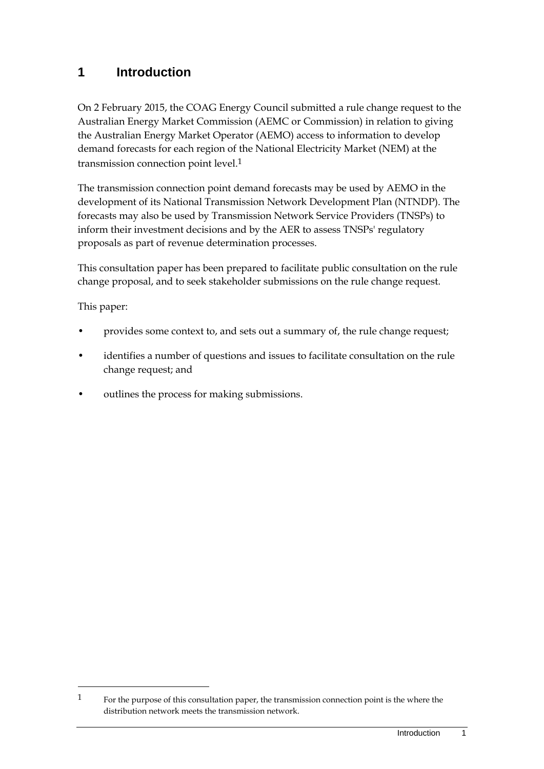# 1 Introduction

On 2 February 2015, the COAG Energy Council submitted a rule change request to the Australian Energy Market Commission (AEMC or Commission) in relation to giving the Australian Energy Market Operator (AEMO) access to information to develop demand forecasts for each region of the National Electricity Market (NEM) at the transmission connection point level.[1]

The transmission connection point demand forecasts may be used by AEMO in the development of its National Transmission Network Development Plan (NTNDP). The forecasts may also be used by Transmission Network Service Providers (TNSPs) to inform their investment decisions and by the AER to assess TNSPs' regulatory proposals as part of revenue determination processes.

This consultation paper has been prepared to facilitate public consultation on the rule change proposal, and to seek stakeholder submissions on the rule change request.

This paper:

- provides some context to, and sets out a summary of, the rule change request;
- identifies a number of questions and issues to facilitate consultation on the rule change request; and
- outlines the process for making submissions.

---

[1] For the purpose of this consultation paper, the transmission connection point is the where the distribution network meets the transmission network.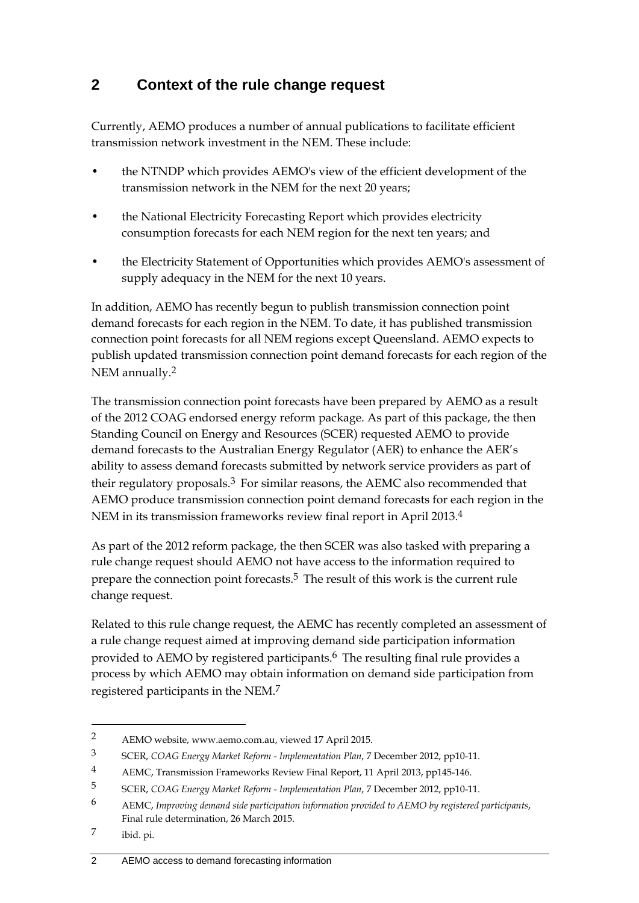## 2 Context of the rule change request

Currently, AEMO produces a number of annual publications to facilitate efficient transmission network investment in the NEM. These include:

- the NTNDP which provides AEMO's view of the efficient development of the transmission network in the NEM for the next 20 years;
- the National Electricity Forecasting Report which provides electricity consumption forecasts for each NEM region for the next ten years; and
- the Electricity Statement of Opportunities which provides AEMO's assessment of supply adequacy in the NEM for the next 10 years.

In addition, AEMO has recently begun to publish transmission connection point demand forecasts for each region in the NEM. To date, it has published transmission connection point forecasts for all NEM regions except Queensland. AEMO expects to publish updated transmission connection point demand forecasts for each region of the NEM annually.[2]

The transmission connection point forecasts have been prepared by AEMO as a result of the 2012 COAG endorsed energy reform package. As part of this package, the then Standing Council on Energy and Resources (SCER) requested AEMO to provide demand forecasts to the Australian Energy Regulator (AER) to enhance the AER's ability to assess demand forecasts submitted by network service providers as part of their regulatory proposals.[3] For similar reasons, the AEMC also recommended that AEMO produce transmission connection point demand forecasts for each region in the NEM in its transmission frameworks review final report in April 2013.[4]

As part of the 2012 reform package, the then SCER was also tasked with preparing a rule change request should AEMO not have access to the information required to prepare the connection point forecasts.[5] The result of this work is the current rule change request.

Related to this rule change request, the AEMC has recently completed an assessment of a rule change request aimed at improving demand side participation information provided to AEMO by registered participants.[6] The resulting final rule provides a process by which AEMO may obtain information on demand side participation from registered participants in the NEM.[7]

---

2 AEMO website, www.aemo.com.au, viewed 17 April 2015.

3 SCER, *COAG Energy Market Reform - Implementation Plan*, 7 December 2012, pp10-11.

4 AEMC, Transmission Frameworks Review Final Report, 11 April 2013, pp145-146.

5 SCER, *COAG Energy Market Reform - Implementation Plan*, 7 December 2012, pp10-11.

6 AEMC, *Improving demand side participation information provided to AEMO by registered participants*, Final rule determination, 26 March 2015.

7 ibid. pi.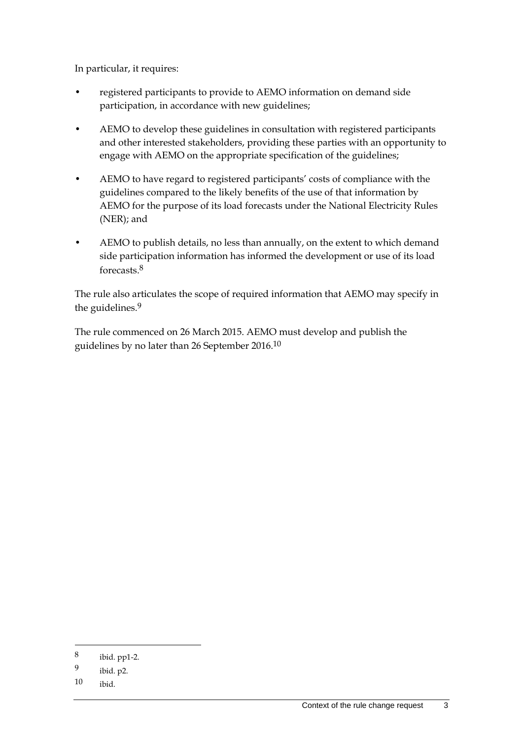In particular, it requires:

- registered participants to provide to AEMO information on demand side participation, in accordance with new guidelines;
- AEMO to develop these guidelines in consultation with registered participants and other interested stakeholders, providing these parties with an opportunity to engage with AEMO on the appropriate specification of the guidelines;
- AEMO to have regard to registered participants' costs of compliance with the guidelines compared to the likely benefits of the use of that information by AEMO for the purpose of its load forecasts under the National Electricity Rules (NER); and
- AEMO to publish details, no less than annually, on the extent to which demand side participation information has informed the development or use of its load forecasts.[8]

The rule also articulates the scope of required information that AEMO may specify in the guidelines.[9]

The rule commenced on 26 March 2015. AEMO must develop and publish the guidelines by no later than 26 September 2016.[10]

---

8 ibid. pp1-2.

9 ibid. p2.

10 ibid.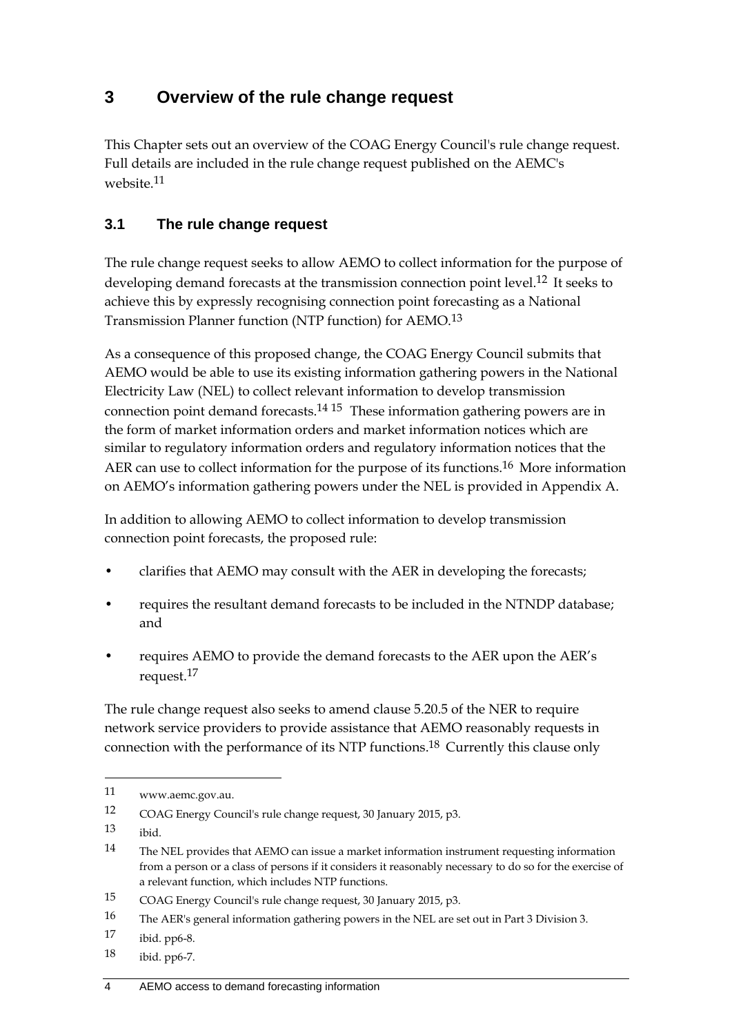# 3 Overview of the rule change request

This Chapter sets out an overview of the COAG Energy Council's rule change request. Full details are included in the rule change request published on the AEMC's website.[11]

## 3.1 The rule change request

The rule change request seeks to allow AEMO to collect information for the purpose of developing demand forecasts at the transmission connection point level.[12] It seeks to achieve this by expressly recognising connection point forecasting as a National Transmission Planner function (NTP function) for AEMO.[13]

As a consequence of this proposed change, the COAG Energy Council submits that AEMO would be able to use its existing information gathering powers in the National Electricity Law (NEL) to collect relevant information to develop transmission connection point demand forecasts.[14] [15] These information gathering powers are in the form of market information orders and market information notices which are similar to regulatory information orders and regulatory information notices that the AER can use to collect information for the purpose of its functions.[16] More information on AEMO's information gathering powers under the NEL is provided in Appendix A.

In addition to allowing AEMO to collect information to develop transmission connection point forecasts, the proposed rule:

- clarifies that AEMO may consult with the AER in developing the forecasts;
- requires the resultant demand forecasts to be included in the NTNDP database; and
- requires AEMO to provide the demand forecasts to the AER upon the AER's request.[17]

The rule change request also seeks to amend clause 5.20.5 of the NER to require network service providers to provide assistance that AEMO reasonably requests in connection with the performance of its NTP functions.[18] Currently this clause only

---

11 www.aemc.gov.au.

12 COAG Energy Council's rule change request, 30 January 2015, p3.

13 ibid.

14 The NEL provides that AEMO can issue a market information instrument requesting information from a person or a class of persons if it considers it reasonably necessary to do so for the exercise of a relevant function, which includes NTP functions.

15 COAG Energy Council's rule change request, 30 January 2015, p3.

16 The AER's general information gathering powers in the NEL are set out in Part 3 Division 3.

17 ibid. pp6-8.

18 ibid. pp6-7.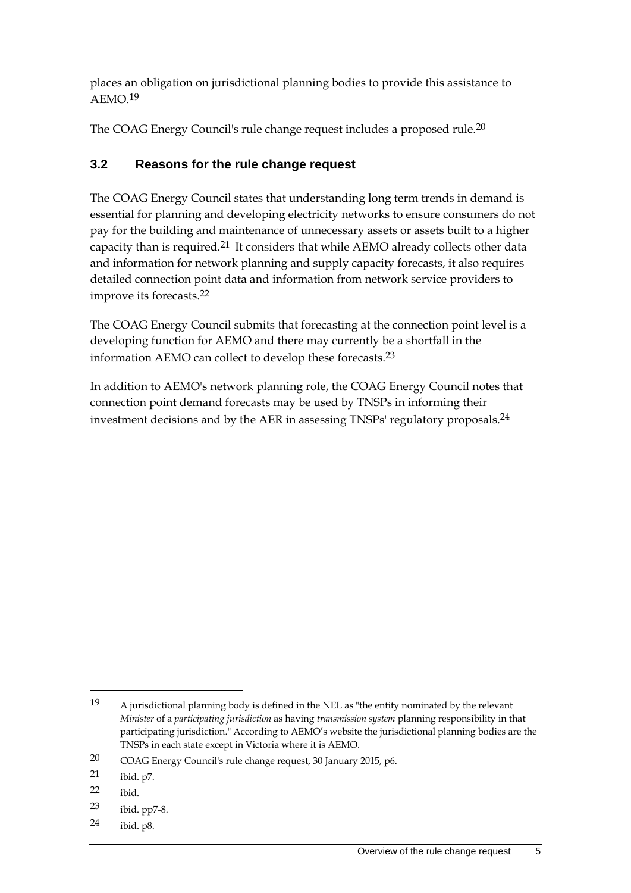places an obligation on jurisdictional planning bodies to provide this assistance to AEMO.[19]

The COAG Energy Council's rule change request includes a proposed rule.[20]

## 3.2 Reasons for the rule change request

The COAG Energy Council states that understanding long term trends in demand is essential for planning and developing electricity networks to ensure consumers do not pay for the building and maintenance of unnecessary assets or assets built to a higher capacity than is required.[21] It considers that while AEMO already collects other data and information for network planning and supply capacity forecasts, it also requires detailed connection point data and information from network service providers to improve its forecasts.[22]

The COAG Energy Council submits that forecasting at the connection point level is a developing function for AEMO and there may currently be a shortfall in the information AEMO can collect to develop these forecasts.[23]

In addition to AEMO's network planning role, the COAG Energy Council notes that connection point demand forecasts may be used by TNSPs in informing their investment decisions and by the AER in assessing TNSPs' regulatory proposals.[24]

---

19 A jurisdictional planning body is defined in the NEL as "the entity nominated by the relevant *Minister* of a *participating jurisdiction* as having *transmission system* planning responsibility in that participating jurisdiction." According to AEMO's website the jurisdictional planning bodies are the TNSPs in each state except in Victoria where it is AEMO.

20 COAG Energy Council's rule change request, 30 January 2015, p6.

21 ibid. p7.

22 ibid.

23 ibid. pp7-8.

24 ibid. p8.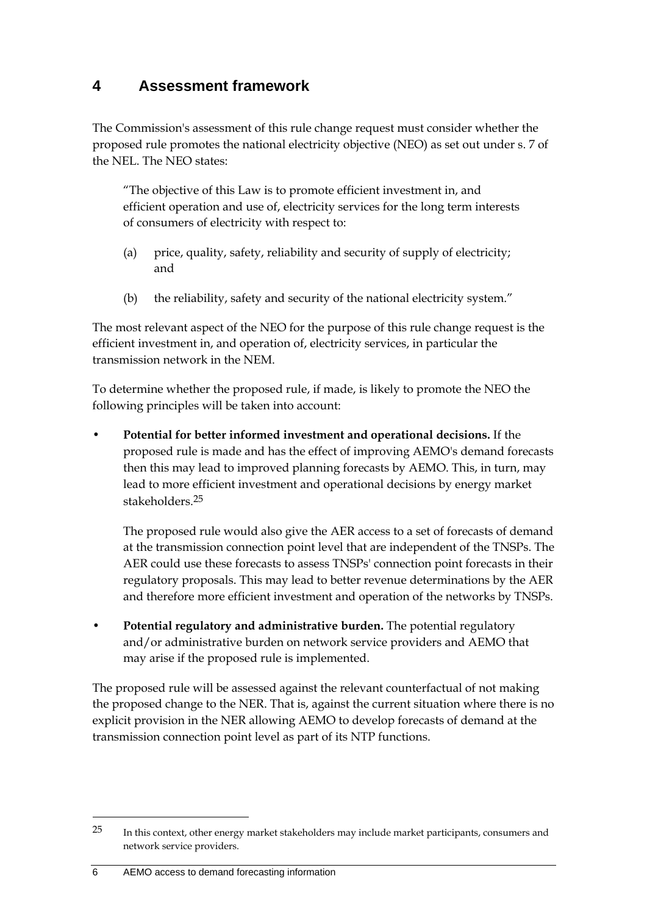# 4 Assessment framework

The Commission's assessment of this rule change request must consider whether the proposed rule promotes the national electricity objective (NEO) as set out under s. 7 of the NEL. The NEO states:

> "The objective of this Law is to promote efficient investment in, and efficient operation and use of, electricity services for the long term interests of consumers of electricity with respect to:
>
> (a) price, quality, safety, reliability and security of supply of electricity; and
>
> (b) the reliability, safety and security of the national electricity system."

The most relevant aspect of the NEO for the purpose of this rule change request is the efficient investment in, and operation of, electricity services, in particular the transmission network in the NEM.

To determine whether the proposed rule, if made, is likely to promote the NEO the following principles will be taken into account:

- **Potential for better informed investment and operational decisions.** If the proposed rule is made and has the effect of improving AEMO's demand forecasts then this may lead to improved planning forecasts by AEMO. This, in turn, may lead to more efficient investment and operational decisions by energy market stakeholders.[25]

  The proposed rule would also give the AER access to a set of forecasts of demand at the transmission connection point level that are independent of the TNSPs. The AER could use these forecasts to assess TNSPs' connection point forecasts in their regulatory proposals. This may lead to better revenue determinations by the AER and therefore more efficient investment and operation of the networks by TNSPs.

- **Potential regulatory and administrative burden.** The potential regulatory and/or administrative burden on network service providers and AEMO that may arise if the proposed rule is implemented.

The proposed rule will be assessed against the relevant counterfactual of not making the proposed change to the NER. That is, against the current situation where there is no explicit provision in the NER allowing AEMO to develop forecasts of demand at the transmission connection point level as part of its NTP functions.

---

[25] In this context, other energy market stakeholders may include market participants, consumers and network service providers.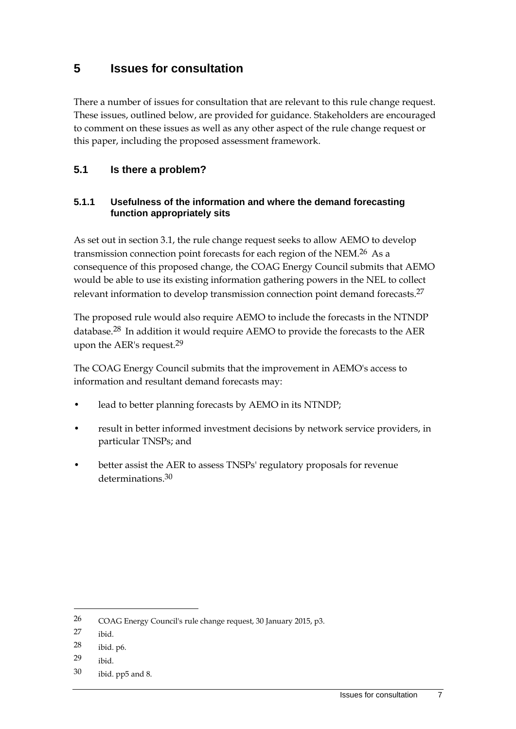# 5 Issues for consultation

There a number of issues for consultation that are relevant to this rule change request. These issues, outlined below, are provided for guidance. Stakeholders are encouraged to comment on these issues as well as any other aspect of the rule change request or this paper, including the proposed assessment framework.

## 5.1 Is there a problem?

### 5.1.1 Usefulness of the information and where the demand forecasting function appropriately sits

As set out in section 3.1, the rule change request seeks to allow AEMO to develop transmission connection point forecasts for each region of the NEM.[26] As a consequence of this proposed change, the COAG Energy Council submits that AEMO would be able to use its existing information gathering powers in the NEL to collect relevant information to develop transmission connection point demand forecasts.[27]

The proposed rule would also require AEMO to include the forecasts in the NTNDP database.[28] In addition it would require AEMO to provide the forecasts to the AER upon the AER's request.[29]

The COAG Energy Council submits that the improvement in AEMO's access to information and resultant demand forecasts may:

- lead to better planning forecasts by AEMO in its NTNDP;
- result in better informed investment decisions by network service providers, in particular TNSPs; and
- better assist the AER to assess TNSPs' regulatory proposals for revenue determinations.[30]

---

26 COAG Energy Council's rule change request, 30 January 2015, p3.

27 ibid.

28 ibid. p6.

29 ibid.

30 ibid. pp5 and 8.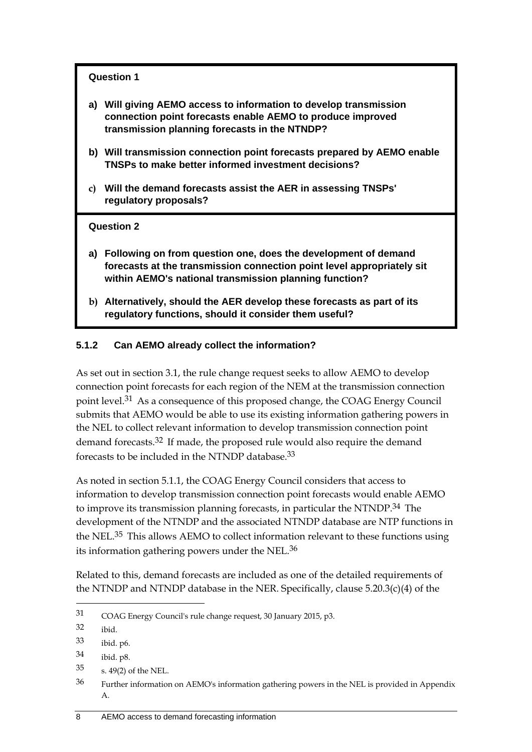**Question 1**

a) **Will giving AEMO access to information to develop transmission connection point forecasts enable AEMO to produce improved transmission planning forecasts in the NTNDP?**

b) **Will transmission connection point forecasts prepared by AEMO enable TNSPs to make better informed investment decisions?**

c) **Will the demand forecasts assist the AER in assessing TNSPs' regulatory proposals?**

**Question 2**

a) **Following on from question one, does the development of demand forecasts at the transmission connection point level appropriately sit within AEMO's national transmission planning function?**

b) **Alternatively, should the AER develop these forecasts as part of its regulatory functions, should it consider them useful?**

### 5.1.2 Can AEMO already collect the information?

As set out in section 3.1, the rule change request seeks to allow AEMO to develop connection point forecasts for each region of the NEM at the transmission connection point level.[31] As a consequence of this proposed change, the COAG Energy Council submits that AEMO would be able to use its existing information gathering powers in the NEL to collect relevant information to develop transmission connection point demand forecasts.[32] If made, the proposed rule would also require the demand forecasts to be included in the NTNDP database.[33]

As noted in section 5.1.1, the COAG Energy Council considers that access to information to develop transmission connection point forecasts would enable AEMO to improve its transmission planning forecasts, in particular the NTNDP.[34] The development of the NTNDP and the associated NTNDP database are NTP functions in the NEL.[35] This allows AEMO to collect information relevant to these functions using its information gathering powers under the NEL.[36]

Related to this, demand forecasts are included as one of the detailed requirements of the NTNDP and NTNDP database in the NER. Specifically, clause 5.20.3(c)(4) of the

---

31 COAG Energy Council's rule change request, 30 January 2015, p3.

32 ibid.

33 ibid. p6.

34 ibid. p8.

35 s. 49(2) of the NEL.

36 Further information on AEMO's information gathering powers in the NEL is provided in Appendix A.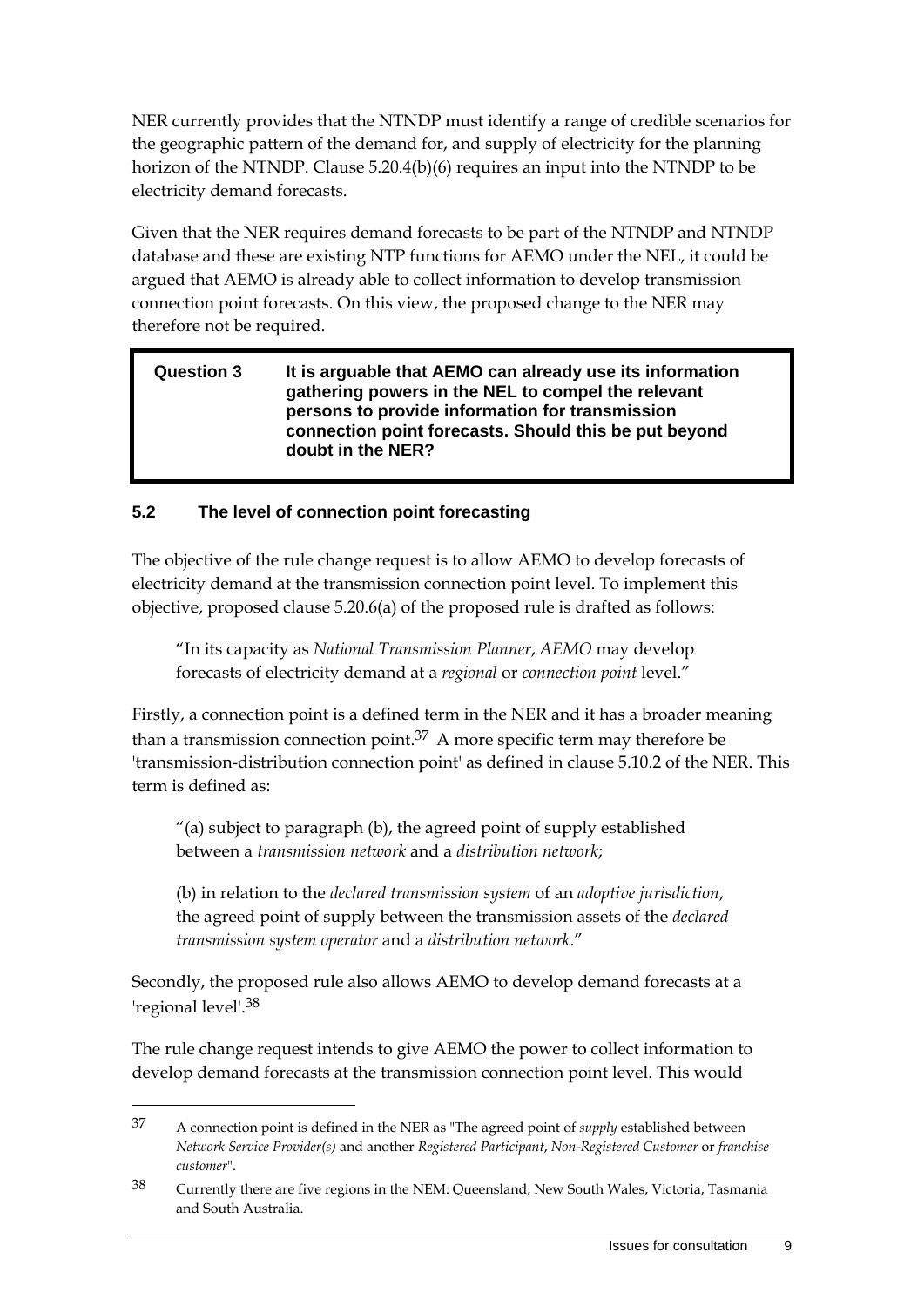NER currently provides that the NTNDP must identify a range of credible scenarios for the geographic pattern of the demand for, and supply of electricity for the planning horizon of the NTNDP. Clause 5.20.4(b)(6) requires an input into the NTNDP to be electricity demand forecasts.

Given that the NER requires demand forecasts to be part of the NTNDP and NTNDP database and these are existing NTP functions for AEMO under the NEL, it could be argued that AEMO is already able to collect information to develop transmission connection point forecasts. On this view, the proposed change to the NER may therefore not be required.

> **Question 3** **It is arguable that AEMO can already use its information gathering powers in the NEL to compel the relevant persons to provide information for transmission connection point forecasts. Should this be put beyond doubt in the NER?**

### 5.2 The level of connection point forecasting

The objective of the rule change request is to allow AEMO to develop forecasts of electricity demand at the transmission connection point level. To implement this objective, proposed clause 5.20.6(a) of the proposed rule is drafted as follows:

> "In its capacity as *National Transmission Planner*, *AEMO* may develop forecasts of electricity demand at a *regional* or *connection point* level."

Firstly, a connection point is a defined term in the NER and it has a broader meaning than a transmission connection point.[37] A more specific term may therefore be 'transmission-distribution connection point' as defined in clause 5.10.2 of the NER. This term is defined as:

> "(a) subject to paragraph (b), the agreed point of supply established between a *transmission network* and a *distribution network*;
>
> (b) in relation to the *declared transmission system* of an *adoptive jurisdiction*, the agreed point of supply between the transmission assets of the *declared transmission system operator* and a *distribution network*."

Secondly, the proposed rule also allows AEMO to develop demand forecasts at a 'regional level'.[38]

The rule change request intends to give AEMO the power to collect information to develop demand forecasts at the transmission connection point level. This would

---

37 A connection point is defined in the NER as "The agreed point of *supply* established between *Network Service Provider(s)* and another *Registered Participant*, *Non-Registered Customer* or *franchise customer*".

38 Currently there are five regions in the NEM: Queensland, New South Wales, Victoria, Tasmania and South Australia.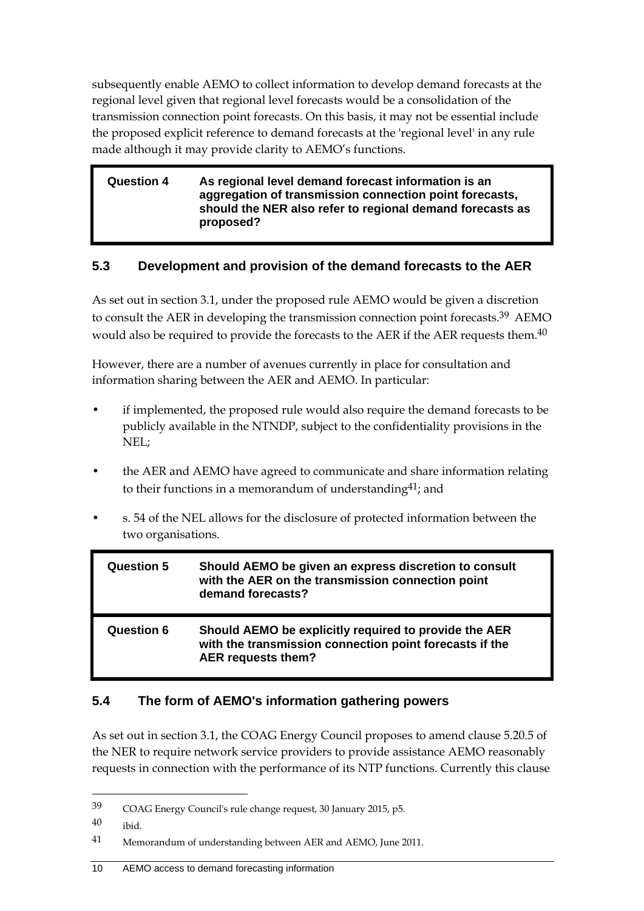subsequently enable AEMO to collect information to develop demand forecasts at the regional level given that regional level forecasts would be a consolidation of the transmission connection point forecasts. On this basis, it may not be essential include the proposed explicit reference to demand forecasts at the 'regional level' in any rule made although it may provide clarity to AEMO's functions.

| **Question 4** | **As regional level demand forecast information is an aggregation of transmission connection point forecasts, should the NER also refer to regional demand forecasts as proposed?** |
|---|---|

## 5.3 Development and provision of the demand forecasts to the AER

As set out in section 3.1, under the proposed rule AEMO would be given a discretion to consult the AER in developing the transmission connection point forecasts.[39] AEMO would also be required to provide the forecasts to the AER if the AER requests them.[40]

However, there are a number of avenues currently in place for consultation and information sharing between the AER and AEMO. In particular:

- if implemented, the proposed rule would also require the demand forecasts to be publicly available in the NTNDP, subject to the confidentiality provisions in the NEL;
- the AER and AEMO have agreed to communicate and share information relating to their functions in a memorandum of understanding[41]; and
- s. 54 of the NEL allows for the disclosure of protected information between the two organisations.

| **Question 5** | **Should AEMO be given an express discretion to consult with the AER on the transmission connection point demand forecasts?** |
|---|---|
| **Question 6** | **Should AEMO be explicitly required to provide the AER with the transmission connection point forecasts if the AER requests them?** |

## 5.4 The form of AEMO's information gathering powers

As set out in section 3.1, the COAG Energy Council proposes to amend clause 5.20.5 of the NER to require network service providers to provide assistance AEMO reasonably requests in connection with the performance of its NTP functions. Currently this clause

---

39 COAG Energy Council's rule change request, 30 January 2015, p5.

40 ibid.

41 Memorandum of understanding between AER and AEMO, June 2011.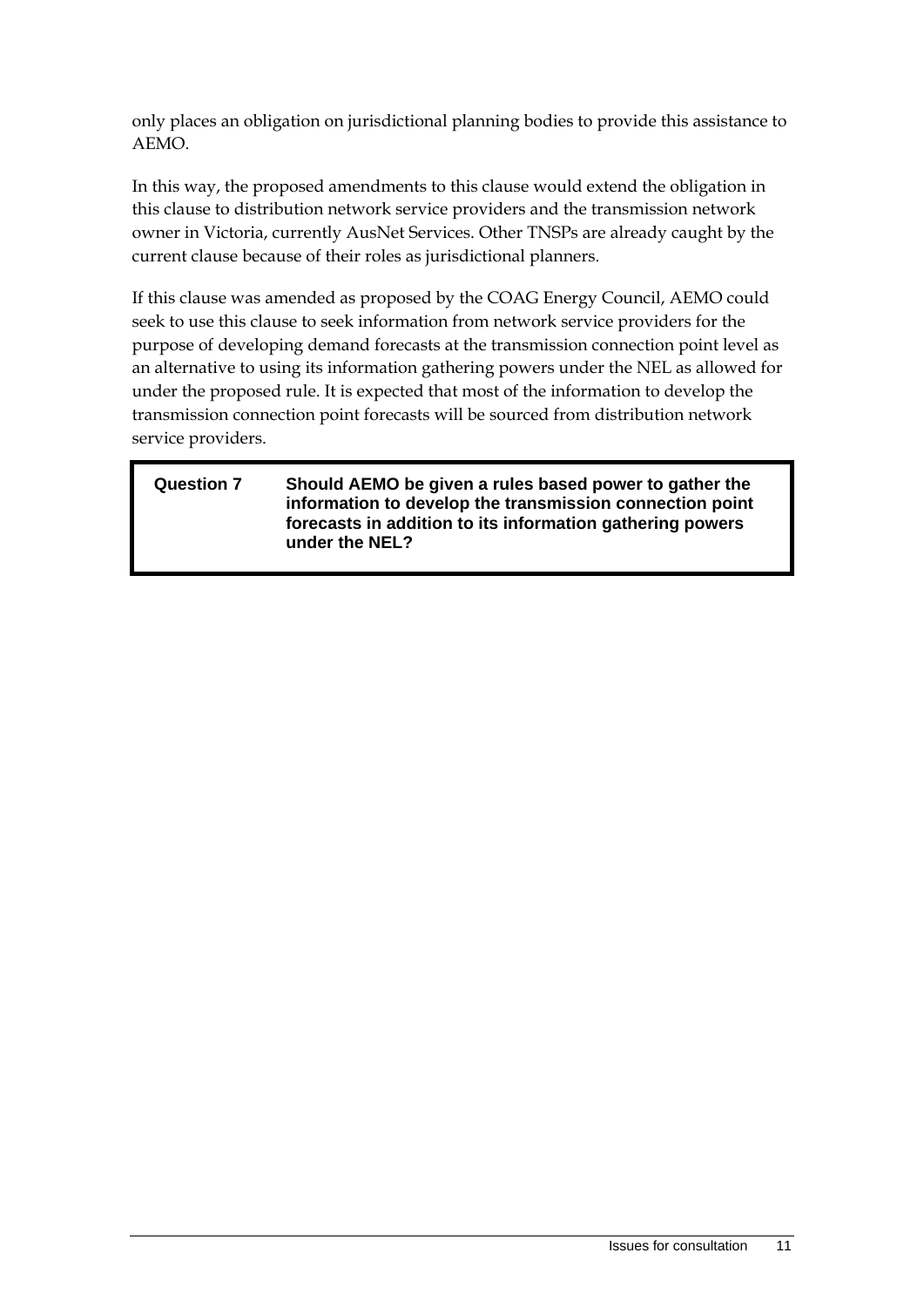only places an obligation on jurisdictional planning bodies to provide this assistance to AEMO.

In this way, the proposed amendments to this clause would extend the obligation in this clause to distribution network service providers and the transmission network owner in Victoria, currently AusNet Services. Other TNSPs are already caught by the current clause because of their roles as jurisdictional planners.

If this clause was amended as proposed by the COAG Energy Council, AEMO could seek to use this clause to seek information from network service providers for the purpose of developing demand forecasts at the transmission connection point level as an alternative to using its information gathering powers under the NEL as allowed for under the proposed rule. It is expected that most of the information to develop the transmission connection point forecasts will be sourced from distribution network service providers.

> **Question 7** **Should AEMO be given a rules based power to gather the information to develop the transmission connection point forecasts in addition to its information gathering powers under the NEL?**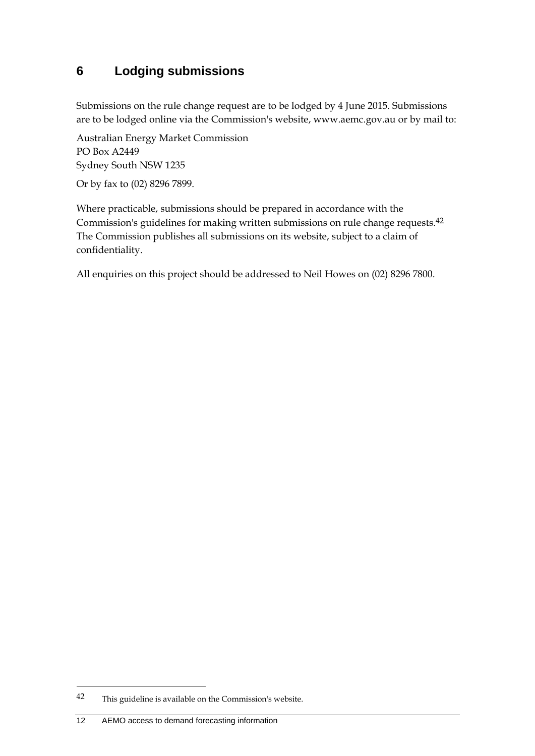# 6 Lodging submissions

Submissions on the rule change request are to be lodged by 4 June 2015. Submissions are to be lodged online via the Commission's website, www.aemc.gov.au or by mail to:

Australian Energy Market Commission
PO Box A2449
Sydney South NSW 1235

Or by fax to (02) 8296 7899.

Where practicable, submissions should be prepared in accordance with the Commission's guidelines for making written submissions on rule change requests.[42] The Commission publishes all submissions on its website, subject to a claim of confidentiality.

All enquiries on this project should be addressed to Neil Howes on (02) 8296 7800.

---

[42] This guideline is available on the Commission's website.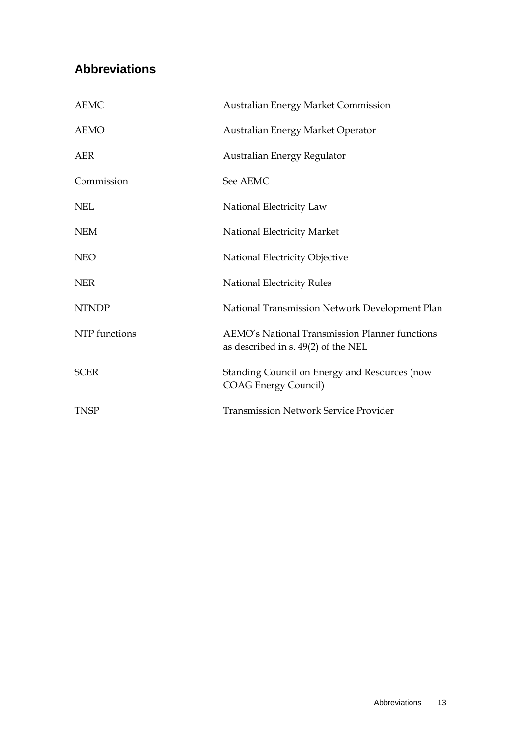## Abbreviations

| | |
|---|---|
| AEMC | Australian Energy Market Commission |
| AEMO | Australian Energy Market Operator |
| AER | Australian Energy Regulator |
| Commission | See AEMC |
| NEL | National Electricity Law |
| NEM | National Electricity Market |
| NEO | National Electricity Objective |
| NER | National Electricity Rules |
| NTNDP | National Transmission Network Development Plan |
| NTP functions | AEMO's National Transmission Planner functions as described in s. 49(2) of the NEL |
| SCER | Standing Council on Energy and Resources (now COAG Energy Council) |
| TNSP | Transmission Network Service Provider |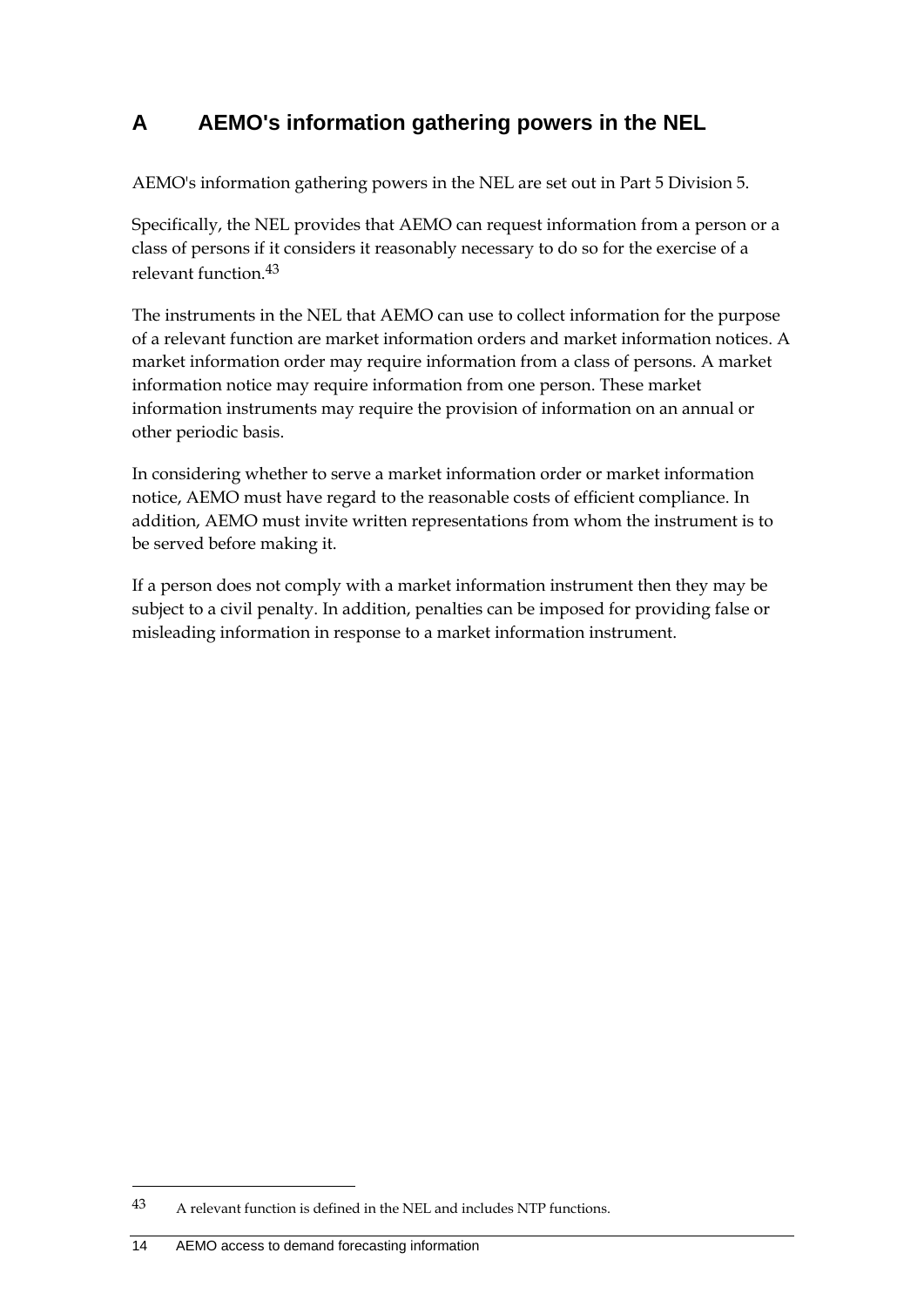# A AEMO's information gathering powers in the NEL

AEMO's information gathering powers in the NEL are set out in Part 5 Division 5.

Specifically, the NEL provides that AEMO can request information from a person or a class of persons if it considers it reasonably necessary to do so for the exercise of a relevant function.[43]

The instruments in the NEL that AEMO can use to collect information for the purpose of a relevant function are market information orders and market information notices. A market information order may require information from a class of persons. A market information notice may require information from one person. These market information instruments may require the provision of information on an annual or other periodic basis.

In considering whether to serve a market information order or market information notice, AEMO must have regard to the reasonable costs of efficient compliance. In addition, AEMO must invite written representations from whom the instrument is to be served before making it.

If a person does not comply with a market information instrument then they may be subject to a civil penalty. In addition, penalties can be imposed for providing false or misleading information in response to a market information instrument.

---

[43] A relevant function is defined in the NEL and includes NTP functions.